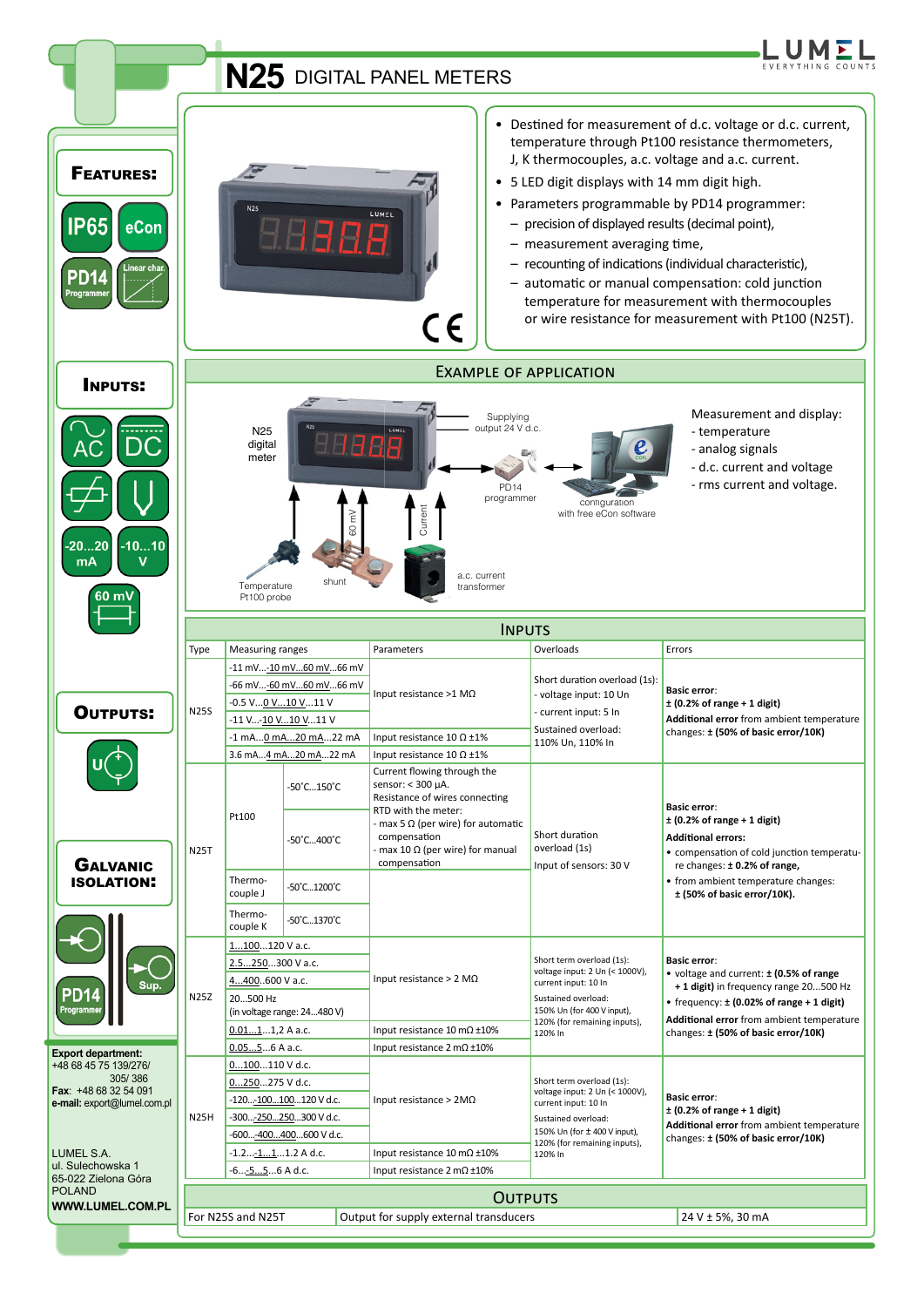# N25 DIGITAL PANEL METERS

## FEATURES:

IP65, eCon, PD14 Programmer, Linear char.

## INPUTS:

AC, DC, -20...20 mA, -10...10 V, 60 mV

## OUTPUTS:

## GALVANIC ISOLATION:

PD14 Programmer, Sup.

**Export department:**
+48 68 45 75 139/276/
305/ 386
**Fax**: +48 68 32 54 091
**e-mail:** export@lumel.com.pl

LUMEL S.A.
ul. Sulechowska 1
65-022 Zielona Góra
POLAND
**WWW.LUMEL.COM.PL**

- Destined for measurement of d.c. voltage or d.c. current, temperature through Pt100 resistance thermometers, J, K thermocouples, a.c. voltage and a.c. current.
- 5 LED digit displays with 14 mm digit high.
- Parameters programmable by PD14 programmer:
  - precision of displayed results (decimal point),
  - measurement averaging time,
  - recounting of indications (individual characteristic),
  - automatic or manual compensation: cold junction temperature for measurement with thermocouples or wire resistance for measurement with Pt100 (N25T).

## EXAMPLE OF APPLICATION

N25 digital meter; Supplying output 24 V d.c.; PD14 programmer; configuration with free eCon software; Temperature Pt100 probe; shunt; 60 mV; Current; a.c. current transformer

Measurement and display:
- temperature
- analog signals
- d.c. current and voltage
- rms current and voltage.

## INPUTS

| Type | Measuring ranges | | Parameters | Overloads | Errors |
|---|---|---|---|---|---|
| N25S | -11 mV...-10 mV...60 mV...66 mV | | Input resistance >1 MΩ | Short duration overload (1s): - voltage input: 10 Un - current input: 5 In Sustained overload: 110% Un, 110% In | **Basic error**: **± (0.2% of range + 1 digit)** **Additional error** from ambient temperature changes: **± (50% of basic error/10K)** |
| | -66 mV...-60 mV...60 mV...66 mV | | | | |
| | -0.5 V...0 V...10 V...11 V | | | | |
| | -11 V...-10 V...10 V...11 V | | | | |
| | -1 mA...0 mA...20 mA...22 mA | | Input resistance 10 Ω ±1% | | |
| | 3.6 mA...4 mA...20 mA...22 mA | | Input resistance 10 Ω ±1% | | |
| N25T | Pt100 | -50˚C...150˚C | Current flowing through the sensor: < 300 µA. Resistance of wires connecting RTD with the meter: - max 5 Ω (per wire) for automatic compensation - max 10 Ω (per wire) for manual compensation | Short duration overload (1s) Input of sensors: 30 V | **Basic error**: **± (0.2% of range + 1 digit)** **Additional errors:** • compensation of cold junction temperature changes: **± 0.2% of range,** • from ambient temperature changes: **± (50% of basic error/10K).** |
| | | -50˚C...400˚C | | | |
| | Thermocouple J | -50˚C...1200˚C | | | |
| | Thermocouple K | -50˚C...1370˚C | | | |
| N25Z | 1...100...120 V a.c. | | Input resistance > 2 MΩ | Short term overload (1s): voltage input: 2 Un (< 1000V), current input: 10 In Sustained overload: 150% Un (for 400 V input), 120% (for remaining inputs), 120% In | **Basic error**: • voltage and current: **± (0.5% of range + 1 digit)** in frequency range 20...500 Hz • frequency: **± (0.02% of range + 1 digit)** **Additional error** from ambient temperature changes: **± (50% of basic error/10K)** |
| | 2.5...250...300 V a.c. | | | | |
| | 4...400...600 V a.c. | | | | |
| | 20...500 Hz (in voltage range: 24...480 V) | | | | |
| | 0.01...1...1,2 A a.c. | | Input resistance 10 mΩ ±10% | | |
| | 0.05...5...6 A a.c. | | Input resistance 2 mΩ ±10% | | |
| N25H | 0...100...110 V d.c. | | Input resistance > 2MΩ | Short term overload (1s): voltage input: 2 Un (< 1000V), current input: 10 In Sustained overload: 150% Un (for ± 400 V input), 120% (for remaining inputs), 120% In | **Basic error**: **± (0.2% of range + 1 digit)** **Additional error** from ambient temperature changes: **± (50% of basic error/10K)** |
| | 0...250...275 V d.c. | | | | |
| | -120...-100...100...120 V d.c. | | | | |
| | -300...-250...250...300 V d.c. | | | | |
| | -600...-400...400...600 V d.c. | | | | |
| | -1.2...-1...1...1.2 A d.c. | | Input resistance 10 mΩ ±10% | | |
| | -6...-5...5...6 A d.c. | | Input resistance 2 mΩ ±10% | | |

## OUTPUTS

| For N25S and N25T | Output for supply external transducers | 24 V ± 5%, 30 mA |
|---|---|---|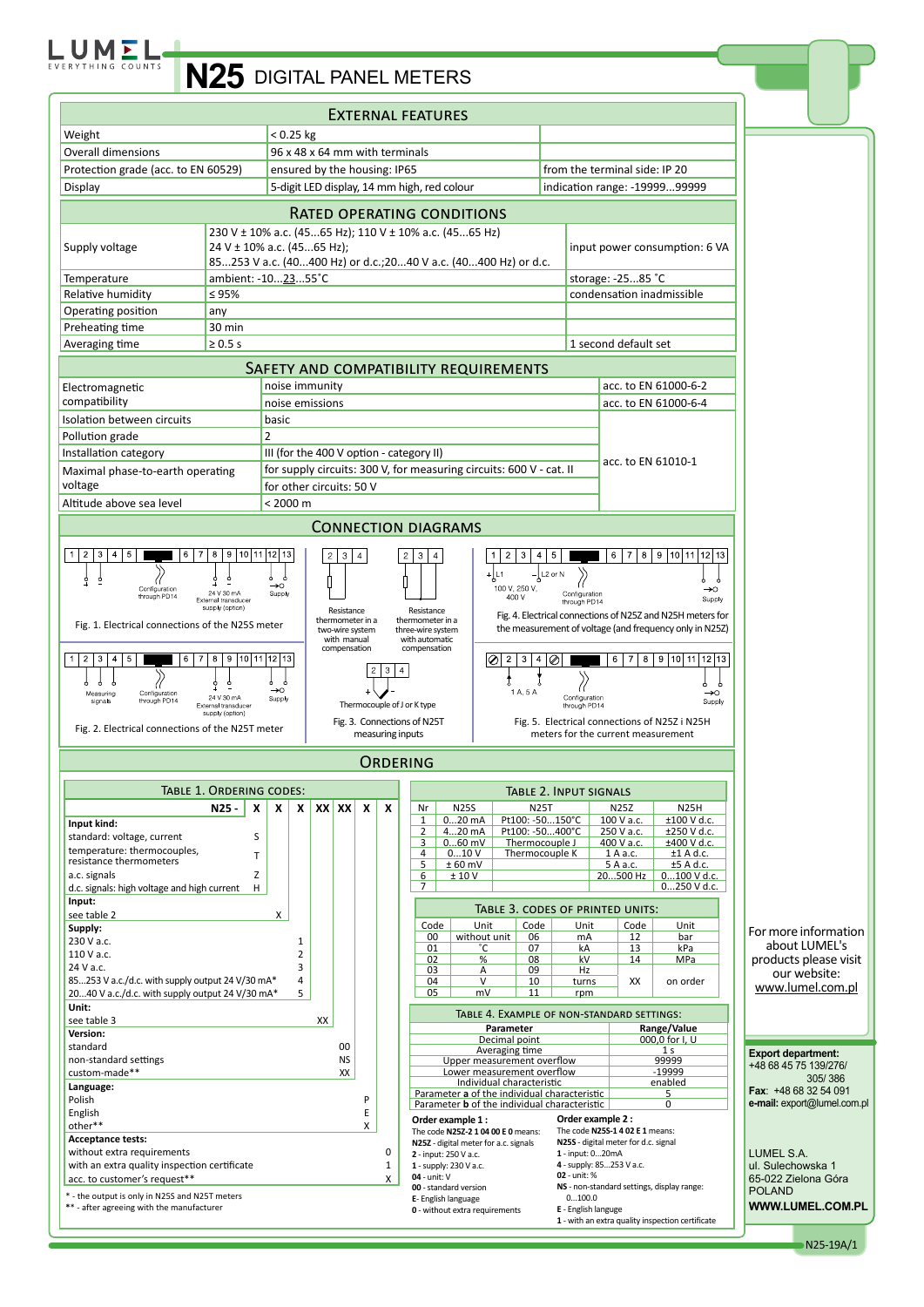# N25 DIGITAL PANEL METERS

## External features

| | | |
|---|---|---|
| Weight | < 0.25 kg | |
| Overall dimensions | 96 x 48 x 64 mm with terminals | |
| Protection grade (acc. to EN 60529) | ensured by the housing: IP65 | from the terminal side: IP 20 |
| Display | 5-digit LED display, 14 mm high, red colour | indication range: -19999...99999 |

## Rated operating conditions

| | | |
|---|---|---|
| Supply voltage | 230 V ± 10% a.c. (45...65 Hz); 110 V ± 10% a.c. (45...65 Hz)<br>24 V ± 10% a.c. (45...65 Hz);<br>85...253 V a.c. (40...400 Hz) or d.c.;20...40 V a.c. (40...400 Hz) or d.c. | input power consumption: 6 VA |
| Temperature | ambient: -10...23...55°C | storage: -25...85 °C |
| Relative humidity | ≤ 95% | condensation inadmissible |
| Operating position | any | |
| Preheating time | 30 min | |
| Averaging time | ≥ 0.5 s | 1 second default set |

## Safety and compatibility requirements

| | | |
|---|---|---|
| Electromagnetic compatibility | noise immunity | acc. to EN 61000-6-2 |
| | noise emissions | acc. to EN 61000-6-4 |
| Isolation between circuits | basic | acc. to EN 61010-1 |
| Pollution grade | 2 | |
| Installation category | III (for the 400 V option - category II) | |
| Maximal phase-to-earth operating voltage | for supply circuits: 300 V, for measuring circuits: 600 V - cat. II | |
| | for other circuits: 50 V | |
| Altitude above sea level | < 2000 m | |

## Connection diagrams

1 2 3 4 5 6 7 8 9 10 11 12 13
Configuration through PD14
24 V 30 mA External transducer supply (option)
Supply

Fig. 1. Electrical connections of the N25S meter

1 2 3 4 5 6 7 8 9 10 11 12 13
Measuring signals
Configuration through PD14
24 V 30 mA External transducer supply (option)
Supply

Fig. 2. Electrical connections of the N25T meter

2 3 4
Resistance thermometer in a two-wire system with manual compensation

2 3 4
Resistance thermometer in a three-wire system with automatic compensation

2 3 4
Thermocouple of J or K type

Fig. 3. Connections of N25T measuring inputs

1 2 3 4 5 6 7 8 9 10 11 12 13
L1 L2 or N
100 V, 250 V, 400 V
Configuration through PD14
Supply

Fig. 4. Electrical connections of N25Z and N25H meters for the measurement of voltage (and frequency only in N25Z)

2 3 4 6 7 8 9 10 11 12 13
1 A, 5 A
Configuration through PD14
Supply

Fig. 5. Electrical connections of N25Z i N25H meters for the current measurement

## Ordering

### Table 1. Ordering codes:

| N25 - | X | X | X | XX | XX | X | X |
|---|---|---|---|---|---|---|---|
| **Input kind:** | | | | | | | |
| standard: voltage, current | S | | | | | | |
| temperature: thermocouples, resistance thermometers | T | | | | | | |
| a.c. signals | Z | | | | | | |
| d.c. signals: high voltage and high current | H | | | | | | |
| **Input:** | | | | | | | |
| see table 2 | | X | | | | | |
| **Supply:** | | | | | | | |
| 230 V a.c. | | | 1 | | | | |
| 110 V a.c. | | | 2 | | | | |
| 24 V a.c. | | | 3 | | | | |
| 85...253 V a.c./d.c. with supply output 24 V/30 mA* | | | 4 | | | | |
| 20...40 V a.c./d.c. with supply output 24 V/30 mA* | | | 5 | | | | |
| **Unit:** | | | | | | | |
| see table 3 | | | | XX | | | |
| **Version:** | | | | | | | |
| standard | | | | | 00 | | |
| non-standard settings | | | | | NS | | |
| custom-made** | | | | | XX | | |
| **Language:** | | | | | | | |
| Polish | | | | | | P | |
| English | | | | | | E | |
| other** | | | | | | X | |
| **Acceptance tests:** | | | | | | | |
| without extra requirements | | | | | | | 0 |
| with an extra quality inspection certificate | | | | | | | 1 |
| acc. to customer's request** | | | | | | | X |

\* - the output is only in N25S and N25T meters
\** - after agreeing with the manufacturer

### Table 2. Input signals

| Nr | N25S | N25T | N25Z | N25H |
|---|---|---|---|---|
| 1 | 0...20 mA | Pt100: -50...150°C | 100 V a.c. | ±100 V d.c. |
| 2 | 4...20 mA | Pt100: -50...400°C | 250 V a.c. | ±250 V d.c. |
| 3 | 0...60 mV | Thermocouple J | 400 V a.c. | ±400 V d.c. |
| 4 | 0...10 V | Thermocouple K | 1 A a.c. | ±1 A d.c. |
| 5 | ± 60 mV | | 5 A a.c. | ±5 A d.c. |
| 6 | ± 10 V | | 20...500 Hz | 0...100 V d.c. |
| 7 | | | | 0...250 V d.c. |

### Table 3. Codes of printed units:

| Code | Unit | Code | Unit | Code | Unit |
|---|---|---|---|---|---|
| 00 | without unit | 06 | mA | 12 | bar |
| 01 | °C | 07 | kA | 13 | kPa |
| 02 | % | 08 | kV | 14 | MPa |
| 03 | A | 09 | Hz | XX | on order |
| 04 | V | 10 | turns | | |
| 05 | mV | 11 | rpm | | |

### Table 4. Example of non-standard settings:

| Parameter | Range/Value |
|---|---|
| Decimal point | 000,0 for I, U |
| Averaging time | 1 s |
| Upper measurement overflow | 99999 |
| Lower measurement overflow | -19999 |
| Individual characteristic | enabled |
| Parameter **a** of the individual characteristic | 5 |
| Parameter **b** of the individual characteristic | 0 |

**Order example 1 :**
The code **N25Z-2 1 04 00 E 0** means:
**N25Z** - digital meter for a.c. signals
**2** - input: 250 V a.c.
**1** - supply: 230 V a.c.
**04** - unit: V
**00** - standard version
**E** - English language
**0** - without extra requirements

**Order example 2 :**
The code **N25S-1 4 02 E 1** means:
**N25S** - digital meter for d.c. signal
**1** - input: 0...20mA
**4** - supply: 85...253 V a.c.
**02** - unit: %
**NS** - non-standard settings, display range: 0...100.0
**E** - English language
**1** - with an extra quality inspection certificate

For more information about LUMEL's products please visit our website: www.lumel.com.pl

**Export department:**
+48 68 45 75 139/276/ 305/ 386
**Fax**: +48 68 32 54 091
**e-mail:** export@lumel.com.pl

LUMEL S.A.
ul. Sulechowska 1
65-022 Zielona Góra
POLAND
**WWW.LUMEL.COM.PL**

N25-19A/1